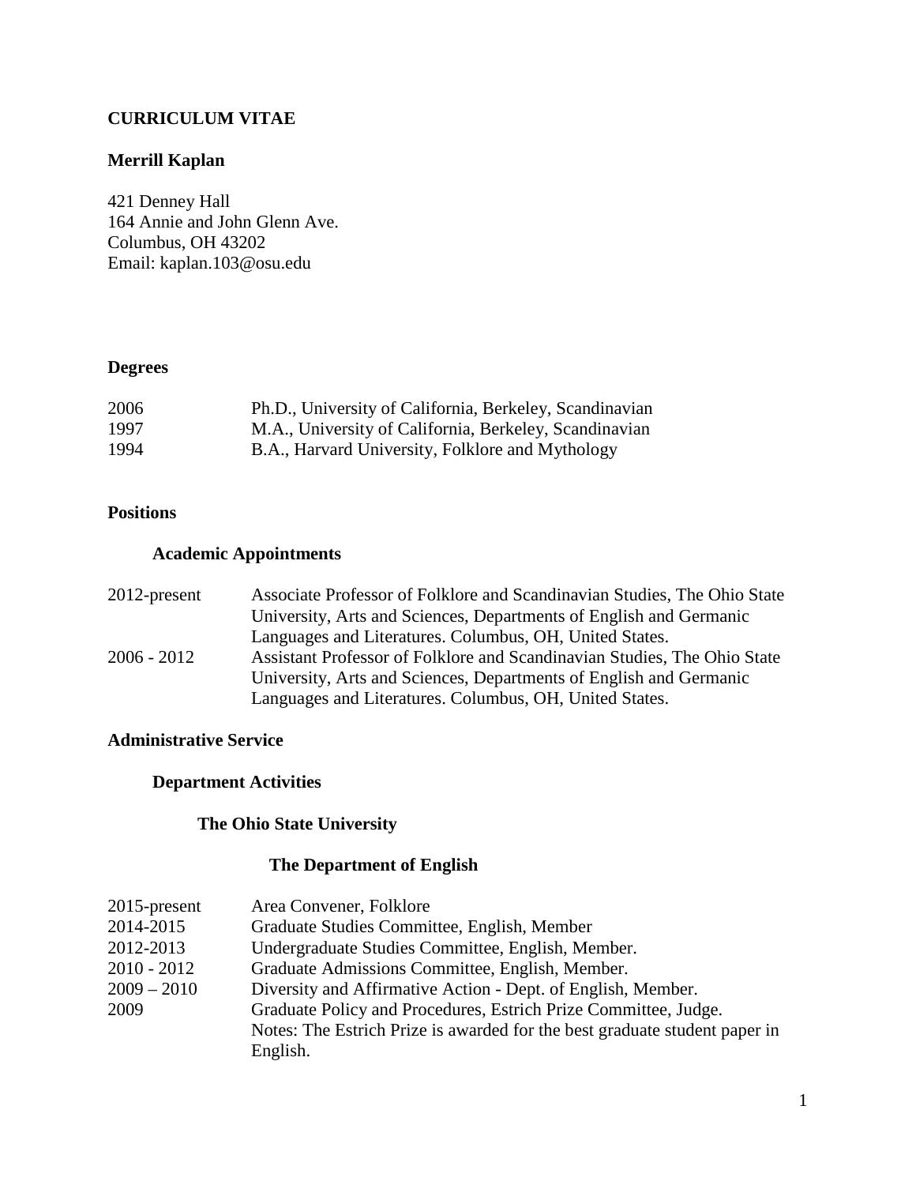# CURRICULUM VITAE

## Merrill Kaplan

421 Denney Hall
164 Annie and John Glenn Ave.
Columbus, OH 43202
Email: kaplan.103@osu.edu

## Degrees

| | |
|---|---|
| 2006 | Ph.D., University of California, Berkeley, Scandinavian |
| 1997 | M.A., University of California, Berkeley, Scandinavian |
| 1994 | B.A., Harvard University, Folklore and Mythology |

## Positions

### Academic Appointments

| | |
|---|---|
| 2012-present | Associate Professor of Folklore and Scandinavian Studies, The Ohio State University, Arts and Sciences, Departments of English and Germanic Languages and Literatures. Columbus, OH, United States. |
| 2006 - 2012 | Assistant Professor of Folklore and Scandinavian Studies, The Ohio State University, Arts and Sciences, Departments of English and Germanic Languages and Literatures. Columbus, OH, United States. |

## Administrative Service

### Department Activities

#### The Ohio State University

##### The Department of English

| | |
|---|---|
| 2015-present | Area Convener, Folklore |
| 2014-2015 | Graduate Studies Committee, English, Member |
| 2012-2013 | Undergraduate Studies Committee, English, Member. |
| 2010 - 2012 | Graduate Admissions Committee, English, Member. |
| 2009 – 2010 | Diversity and Affirmative Action - Dept. of English, Member. |
| 2009 | Graduate Policy and Procedures, Estrich Prize Committee, Judge. Notes: The Estrich Prize is awarded for the best graduate student paper in English. |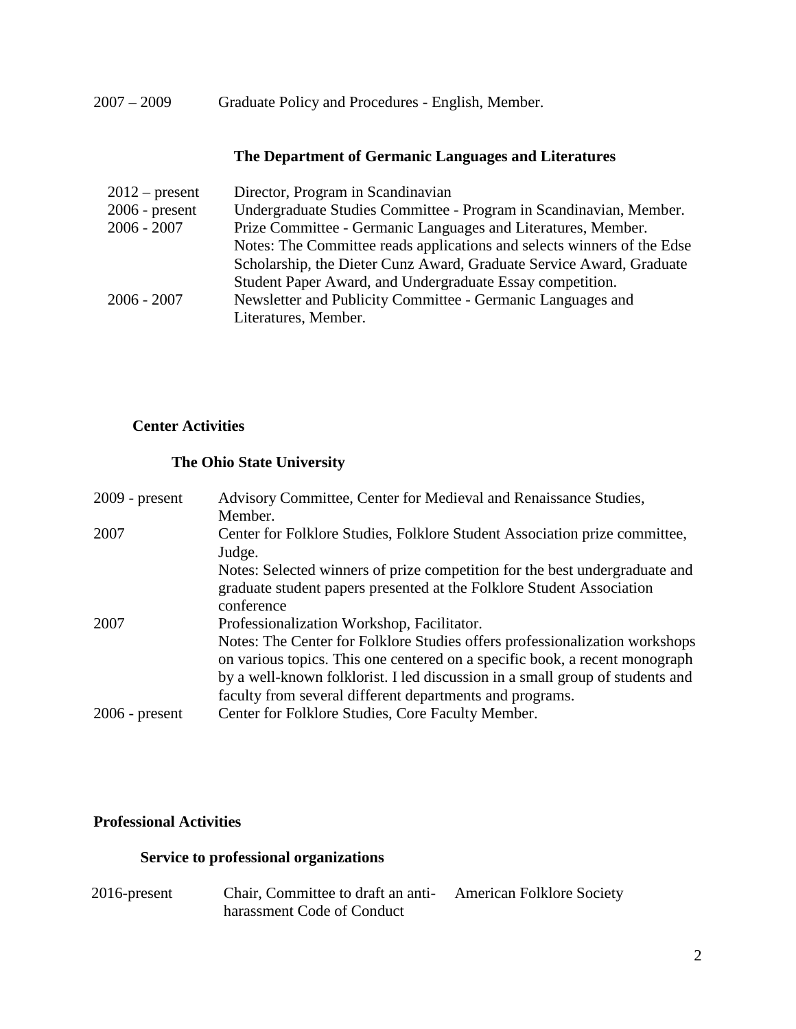2007 – 2009 Graduate Policy and Procedures - English, Member.

### The Department of Germanic Languages and Literatures

2012 – present Director, Program in Scandinavian

2006 - present Undergraduate Studies Committee - Program in Scandinavian, Member.

2006 - 2007 Prize Committee - Germanic Languages and Literatures, Member.
Notes: The Committee reads applications and selects winners of the Edse Scholarship, the Dieter Cunz Award, Graduate Service Award, Graduate Student Paper Award, and Undergraduate Essay competition.

2006 - 2007 Newsletter and Publicity Committee - Germanic Languages and Literatures, Member.

## Center Activities

### The Ohio State University

2009 - present Advisory Committee, Center for Medieval and Renaissance Studies, Member.

2007 Center for Folklore Studies, Folklore Student Association prize committee, Judge.
Notes: Selected winners of prize competition for the best undergraduate and graduate student papers presented at the Folklore Student Association conference

2007 Professionalization Workshop, Facilitator.
Notes: The Center for Folklore Studies offers professionalization workshops on various topics. This one centered on a specific book, a recent monograph by a well-known folklorist. I led discussion in a small group of students and faculty from several different departments and programs.

2006 - present Center for Folklore Studies, Core Faculty Member.

## Professional Activities

### Service to professional organizations

2016-present Chair, Committee to draft an anti-harassment Code of Conduct American Folklore Society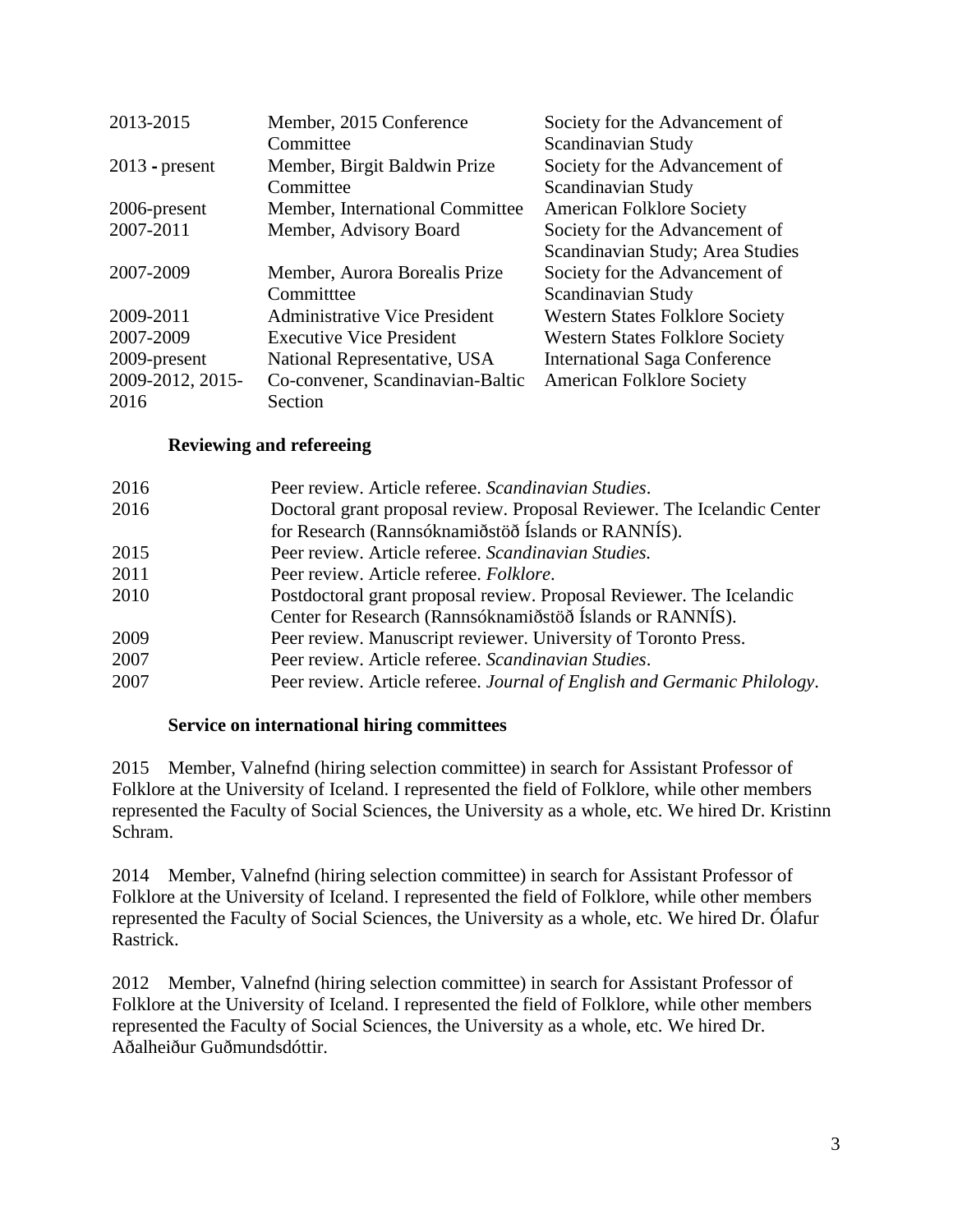| | | |
|---|---|---|
| 2013-2015 | Member, 2015 Conference Committee | Society for the Advancement of Scandinavian Study |
| 2013 - present | Member, Birgit Baldwin Prize Committee | Society for the Advancement of Scandinavian Study |
| 2006-present | Member, International Committee | American Folklore Society |
| 2007-2011 | Member, Advisory Board | Society for the Advancement of Scandinavian Study; Area Studies |
| 2007-2009 | Member, Aurora Borealis Prize Committtee | Society for the Advancement of Scandinavian Study |
| 2009-2011 | Administrative Vice President | Western States Folklore Society |
| 2007-2009 | Executive Vice President | Western States Folklore Society |
| 2009-present | National Representative, USA | International Saga Conference |
| 2009-2012, 2015-2016 | Co-convener, Scandinavian-Baltic Section | American Folklore Society |

### Reviewing and refereeing

| | |
|---|---|
| 2016 | Peer review. Article referee. *Scandinavian Studies*. |
| 2016 | Doctoral grant proposal review. Proposal Reviewer. The Icelandic Center for Research (Rannsóknamiðstöð Íslands or RANNÍS). |
| 2015 | Peer review. Article referee. *Scandinavian Studies.* |
| 2011 | Peer review. Article referee. *Folklore*. |
| 2010 | Postdoctoral grant proposal review. Proposal Reviewer. The Icelandic Center for Research (Rannsóknamiðstöð Íslands or RANNÍS). |
| 2009 | Peer review. Manuscript reviewer. University of Toronto Press. |
| 2007 | Peer review. Article referee. *Scandinavian Studies*. |
| 2007 | Peer review. Article referee. *Journal of English and Germanic Philology*. |

### Service on international hiring committees

2015 Member, Valnefnd (hiring selection committee) in search for Assistant Professor of Folklore at the University of Iceland. I represented the field of Folklore, while other members represented the Faculty of Social Sciences, the University as a whole, etc. We hired Dr. Kristinn Schram.

2014 Member, Valnefnd (hiring selection committee) in search for Assistant Professor of Folklore at the University of Iceland. I represented the field of Folklore, while other members represented the Faculty of Social Sciences, the University as a whole, etc. We hired Dr. Ólafur Rastrick.

2012 Member, Valnefnd (hiring selection committee) in search for Assistant Professor of Folklore at the University of Iceland. I represented the field of Folklore, while other members represented the Faculty of Social Sciences, the University as a whole, etc. We hired Dr. Aðalheiður Guðmundsdóttir.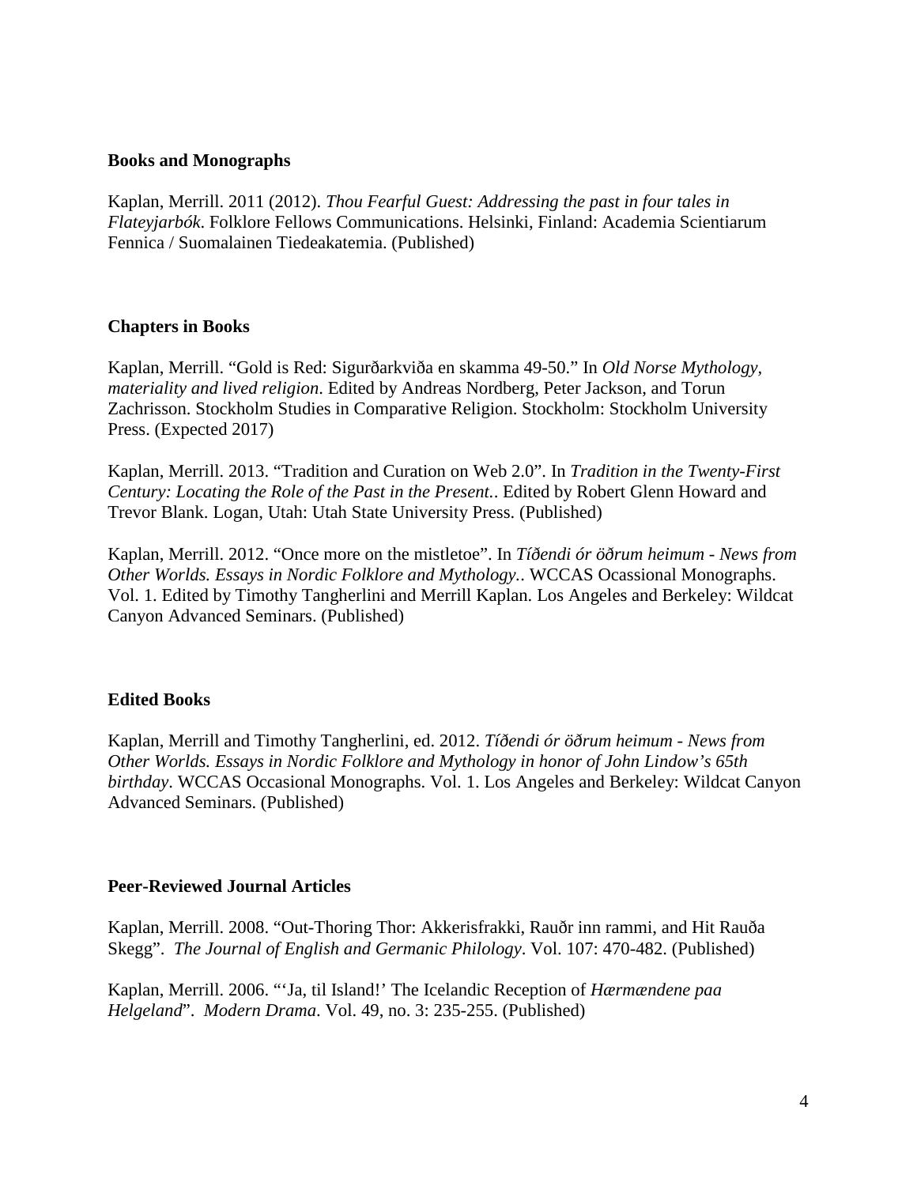## Books and Monographs

Kaplan, Merrill. 2011 (2012). *Thou Fearful Guest: Addressing the past in four tales in Flateyjarbók*. Folklore Fellows Communications. Helsinki, Finland: Academia Scientiarum Fennica / Suomalainen Tiedeakatemia. (Published)

## Chapters in Books

Kaplan, Merrill. "Gold is Red: Sigurðarkviða en skamma 49-50." In *Old Norse Mythology, materiality and lived religion*. Edited by Andreas Nordberg, Peter Jackson, and Torun Zachrisson. Stockholm Studies in Comparative Religion. Stockholm: Stockholm University Press. (Expected 2017)

Kaplan, Merrill. 2013. "Tradition and Curation on Web 2.0". In *Tradition in the Twenty-First Century: Locating the Role of the Past in the Present.*. Edited by Robert Glenn Howard and Trevor Blank. Logan, Utah: Utah State University Press. (Published)

Kaplan, Merrill. 2012. "Once more on the mistletoe". In *Tíðendi ór öðrum heimum - News from Other Worlds. Essays in Nordic Folklore and Mythology.*. WCCAS Ocassional Monographs. Vol. 1. Edited by Timothy Tangherlini and Merrill Kaplan. Los Angeles and Berkeley: Wildcat Canyon Advanced Seminars. (Published)

## Edited Books

Kaplan, Merrill and Timothy Tangherlini, ed. 2012. *Tíðendi ór öðrum heimum - News from Other Worlds. Essays in Nordic Folklore and Mythology in honor of John Lindow's 65th birthday*. WCCAS Occasional Monographs. Vol. 1. Los Angeles and Berkeley: Wildcat Canyon Advanced Seminars. (Published)

## Peer-Reviewed Journal Articles

Kaplan, Merrill. 2008. "Out-Thoring Thor: Akkerisfrakki, Rauðr inn rammi, and Hit Rauða Skegg". *The Journal of English and Germanic Philology*. Vol. 107: 470-482. (Published)

Kaplan, Merrill. 2006. "'Ja, til Island!' The Icelandic Reception of *Hærmændene paa Helgeland*". *Modern Drama*. Vol. 49, no. 3: 235-255. (Published)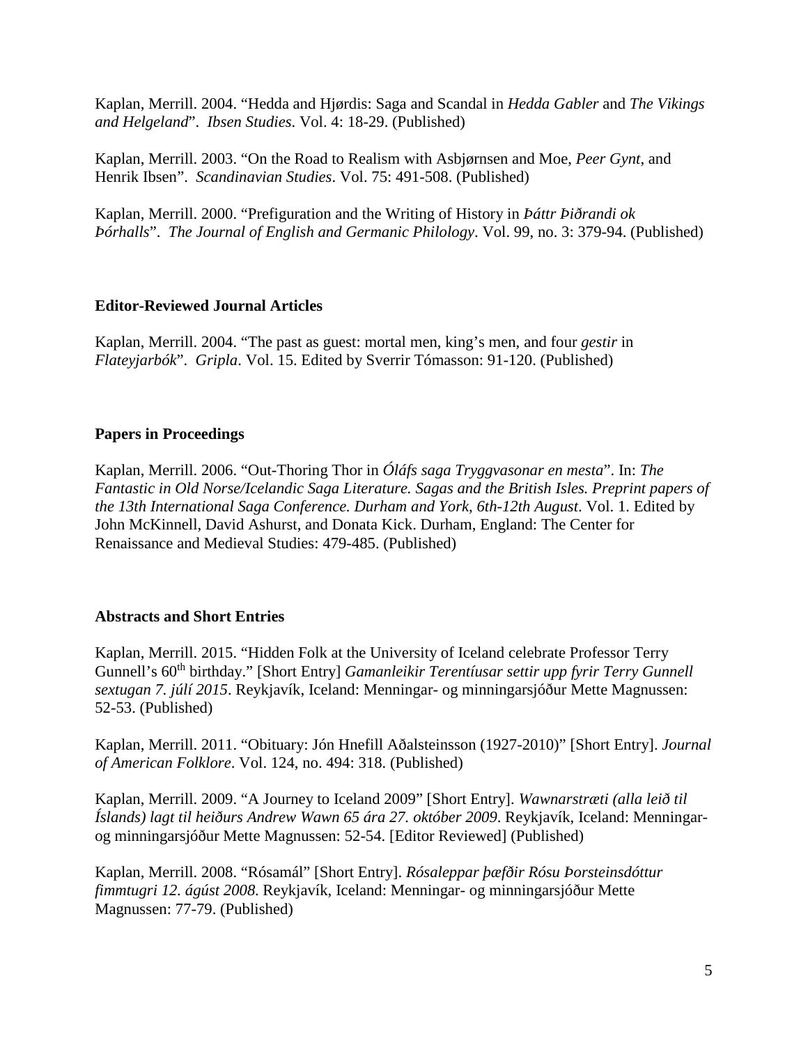Kaplan, Merrill. 2004. “Hedda and Hjørdis: Saga and Scandal in *Hedda Gabler* and *The Vikings and Helgeland*”. *Ibsen Studies*. Vol. 4: 18-29. (Published)

Kaplan, Merrill. 2003. “On the Road to Realism with Asbjørnsen and Moe, *Peer Gynt*, and Henrik Ibsen”. *Scandinavian Studies*. Vol. 75: 491-508. (Published)

Kaplan, Merrill. 2000. “Prefiguration and the Writing of History in *Þáttr Þiðrandi ok Þórhalls*”. *The Journal of English and Germanic Philology*. Vol. 99, no. 3: 379-94. (Published)

**Editor-Reviewed Journal Articles**

Kaplan, Merrill. 2004. “The past as guest: mortal men, king’s men, and four *gestir* in *Flateyjarbók*”. *Gripla*. Vol. 15. Edited by Sverrir Tómasson: 91-120. (Published)

**Papers in Proceedings**

Kaplan, Merrill. 2006. “Out-Thoring Thor in *Óláfs saga Tryggvasonar en mesta*”. In: *The Fantastic in Old Norse/Icelandic Saga Literature. Sagas and the British Isles. Preprint papers of the 13th International Saga Conference. Durham and York, 6th-12th August*. Vol. 1. Edited by John McKinnell, David Ashurst, and Donata Kick. Durham, England: The Center for Renaissance and Medieval Studies: 479-485. (Published)

**Abstracts and Short Entries**

Kaplan, Merrill. 2015. “Hidden Folk at the University of Iceland celebrate Professor Terry Gunnell’s 60th birthday.” [Short Entry] *Gamanleikir Terentíusar settir upp fyrir Terry Gunnell sextugan 7. júlí 2015*. Reykjavík, Iceland: Menningar- og minningarsjóður Mette Magnussen: 52-53. (Published)

Kaplan, Merrill. 2011. “Obituary: Jón Hnefill Aðalsteinsson (1927-2010)” [Short Entry]. *Journal of American Folklore*. Vol. 124, no. 494: 318. (Published)

Kaplan, Merrill. 2009. “A Journey to Iceland 2009” [Short Entry]. *Wawnarstræti (alla leið til Íslands) lagt til heiðurs Andrew Wawn 65 ára 27. október 2009*. Reykjavík, Iceland: Menningar- og minningarsjóður Mette Magnussen: 52-54. [Editor Reviewed] (Published)

Kaplan, Merrill. 2008. “Rósamál” [Short Entry]. *Rósaleppar þæfðir Rósu Þorsteinsdóttur fimmtugri 12. ágúst 2008.* Reykjavík, Iceland: Menningar- og minningarsjóður Mette Magnussen: 77-79. (Published)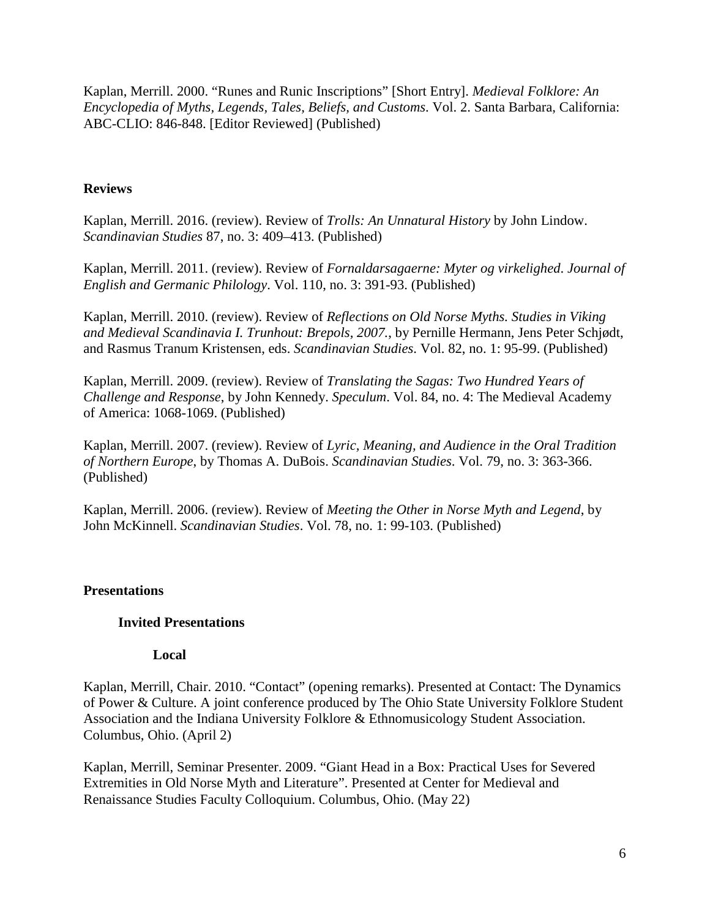Kaplan, Merrill. 2000. "Runes and Runic Inscriptions" [Short Entry]. *Medieval Folklore: An Encyclopedia of Myths, Legends, Tales, Beliefs, and Customs*. Vol. 2. Santa Barbara, California: ABC-CLIO: 846-848. [Editor Reviewed] (Published)

**Reviews**

Kaplan, Merrill. 2016. (review). Review of *Trolls: An Unnatural History* by John Lindow. *Scandinavian Studies* 87, no. 3: 409–413. (Published)

Kaplan, Merrill. 2011. (review). Review of *Fornaldarsagaerne: Myter og virkelighed*. *Journal of English and Germanic Philology*. Vol. 110, no. 3: 391-93. (Published)

Kaplan, Merrill. 2010. (review). Review of *Reflections on Old Norse Myths. Studies in Viking and Medieval Scandinavia I. Trunhout: Brepols, 2007.*, by Pernille Hermann, Jens Peter Schjødt, and Rasmus Tranum Kristensen, eds. *Scandinavian Studies*. Vol. 82, no. 1: 95-99. (Published)

Kaplan, Merrill. 2009. (review). Review of *Translating the Sagas: Two Hundred Years of Challenge and Response*, by John Kennedy. *Speculum*. Vol. 84, no. 4: The Medieval Academy of America: 1068-1069. (Published)

Kaplan, Merrill. 2007. (review). Review of *Lyric, Meaning, and Audience in the Oral Tradition of Northern Europe*, by Thomas A. DuBois. *Scandinavian Studies*. Vol. 79, no. 3: 363-366. (Published)

Kaplan, Merrill. 2006. (review). Review of *Meeting the Other in Norse Myth and Legend*, by John McKinnell. *Scandinavian Studies*. Vol. 78, no. 1: 99-103. (Published)

**Presentations**

**Invited Presentations**

**Local**

Kaplan, Merrill, Chair. 2010. "Contact" (opening remarks). Presented at Contact: The Dynamics of Power & Culture. A joint conference produced by The Ohio State University Folklore Student Association and the Indiana University Folklore & Ethnomusicology Student Association. Columbus, Ohio. (April 2)

Kaplan, Merrill, Seminar Presenter. 2009. "Giant Head in a Box: Practical Uses for Severed Extremities in Old Norse Myth and Literature". Presented at Center for Medieval and Renaissance Studies Faculty Colloquium. Columbus, Ohio. (May 22)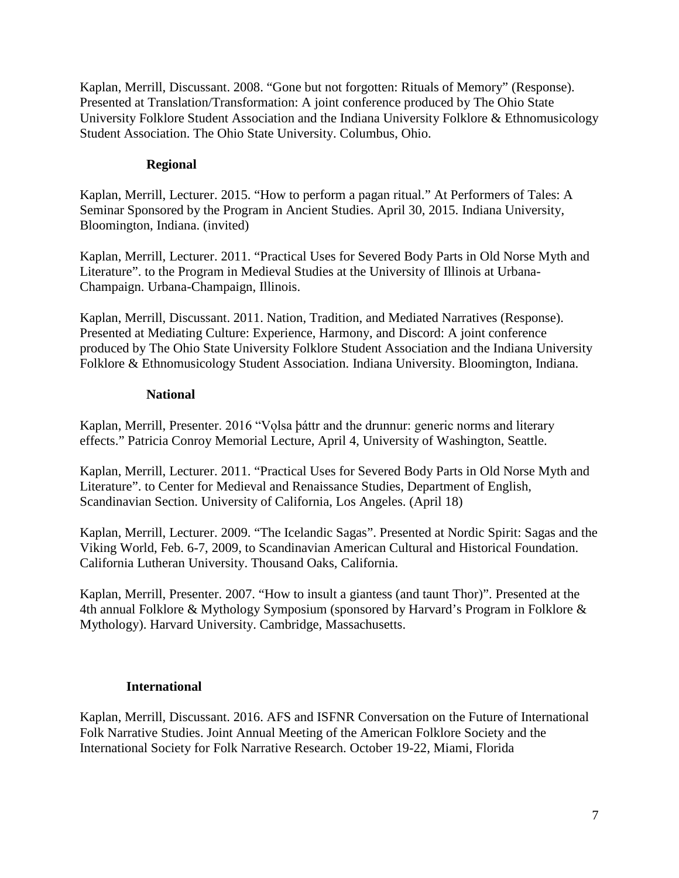Kaplan, Merrill, Discussant. 2008. “Gone but not forgotten: Rituals of Memory” (Response). Presented at Translation/Transformation: A joint conference produced by The Ohio State University Folklore Student Association and the Indiana University Folklore & Ethnomusicology Student Association. The Ohio State University. Columbus, Ohio.

### Regional

Kaplan, Merrill, Lecturer. 2015. “How to perform a pagan ritual.” At Performers of Tales: A Seminar Sponsored by the Program in Ancient Studies. April 30, 2015. Indiana University, Bloomington, Indiana. (invited)

Kaplan, Merrill, Lecturer. 2011. “Practical Uses for Severed Body Parts in Old Norse Myth and Literature”. to the Program in Medieval Studies at the University of Illinois at Urbana-Champaign. Urbana-Champaign, Illinois.

Kaplan, Merrill, Discussant. 2011. Nation, Tradition, and Mediated Narratives (Response). Presented at Mediating Culture: Experience, Harmony, and Discord: A joint conference produced by The Ohio State University Folklore Student Association and the Indiana University Folklore & Ethnomusicology Student Association. Indiana University. Bloomington, Indiana.

### National

Kaplan, Merrill, Presenter. 2016 “Vǫlsa þáttr and the drunnur: generic norms and literary effects.” Patricia Conroy Memorial Lecture, April 4, University of Washington, Seattle.

Kaplan, Merrill, Lecturer. 2011. “Practical Uses for Severed Body Parts in Old Norse Myth and Literature”. to Center for Medieval and Renaissance Studies, Department of English, Scandinavian Section. University of California, Los Angeles. (April 18)

Kaplan, Merrill, Lecturer. 2009. “The Icelandic Sagas”. Presented at Nordic Spirit: Sagas and the Viking World, Feb. 6-7, 2009, to Scandinavian American Cultural and Historical Foundation. California Lutheran University. Thousand Oaks, California.

Kaplan, Merrill, Presenter. 2007. “How to insult a giantess (and taunt Thor)”. Presented at the 4th annual Folklore & Mythology Symposium (sponsored by Harvard’s Program in Folklore & Mythology). Harvard University. Cambridge, Massachusetts.

### International

Kaplan, Merrill, Discussant. 2016. AFS and ISFNR Conversation on the Future of International Folk Narrative Studies. Joint Annual Meeting of the American Folklore Society and the International Society for Folk Narrative Research. October 19-22, Miami, Florida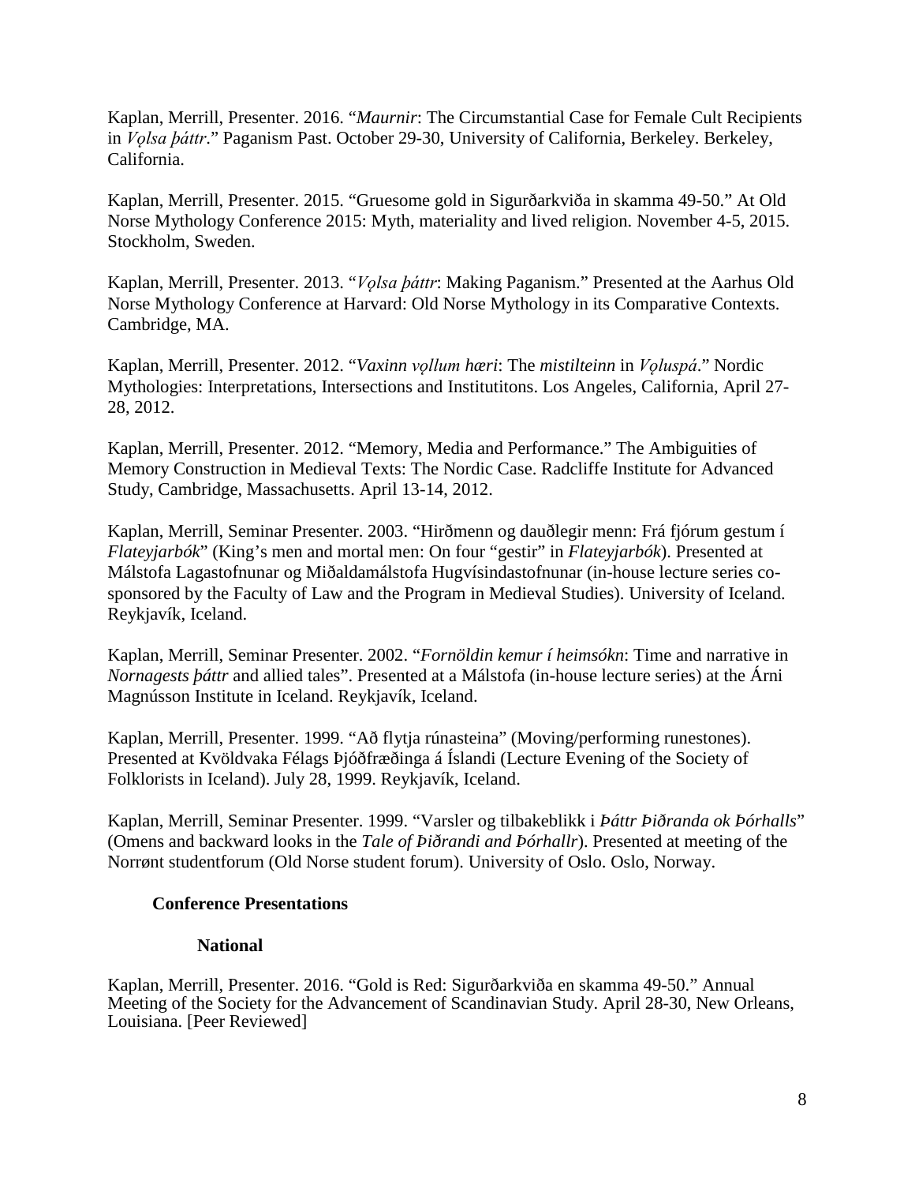Kaplan, Merrill, Presenter. 2016. “*Maurnir*: The Circumstantial Case for Female Cult Recipients in *Vǫlsa þáttr*.” Paganism Past. October 29-30, University of California, Berkeley. Berkeley, California.

Kaplan, Merrill, Presenter. 2015. “Gruesome gold in Sigurðarkviða in skamma 49-50.” At Old Norse Mythology Conference 2015: Myth, materiality and lived religion. November 4-5, 2015. Stockholm, Sweden.

Kaplan, Merrill, Presenter. 2013. “*Vǫlsa þáttr*: Making Paganism.” Presented at the Aarhus Old Norse Mythology Conference at Harvard: Old Norse Mythology in its Comparative Contexts. Cambridge, MA.

Kaplan, Merrill, Presenter. 2012. “*Vaxinn vǫllum hæri*: The *mistilteinn* in *Vǫluspá*.” Nordic Mythologies: Interpretations, Intersections and Institutitons. Los Angeles, California, April 27-28, 2012.

Kaplan, Merrill, Presenter. 2012. “Memory, Media and Performance.” The Ambiguities of Memory Construction in Medieval Texts: The Nordic Case. Radcliffe Institute for Advanced Study, Cambridge, Massachusetts. April 13-14, 2012.

Kaplan, Merrill, Seminar Presenter. 2003. “Hirðmenn og dauðlegir menn: Frá fjórum gestum í *Flateyjarbók*” (King’s men and mortal men: On four “gestir” in *Flateyjarbók*). Presented at Málstofa Lagastofnunar og Miðaldamálstofa Hugvísindastofnunar (in-house lecture series co-sponsored by the Faculty of Law and the Program in Medieval Studies). University of Iceland. Reykjavík, Iceland.

Kaplan, Merrill, Seminar Presenter. 2002. “*Fornöldin kemur í heimsókn*: Time and narrative in *Nornagests þáttr* and allied tales”. Presented at a Málstofa (in-house lecture series) at the Árni Magnússon Institute in Iceland. Reykjavík, Iceland.

Kaplan, Merrill, Presenter. 1999. “Að flytja rúnasteina” (Moving/performing runestones). Presented at Kvöldvaka Félags Þjóðfræðinga á Íslandi (Lecture Evening of the Society of Folklorists in Iceland). July 28, 1999. Reykjavík, Iceland.

Kaplan, Merrill, Seminar Presenter. 1999. “Varsler og tilbakeblikk i *Þáttr Þiðranda ok Þórhalls*” (Omens and backward looks in the *Tale of Þiðrandi and Þórhallr*). Presented at meeting of the Norrønt studentforum (Old Norse student forum). University of Oslo. Oslo, Norway.

**Conference Presentations**

**National**

Kaplan, Merrill, Presenter. 2016. “Gold is Red: Sigurðarkviða en skamma 49-50.” Annual Meeting of the Society for the Advancement of Scandinavian Study. April 28-30, New Orleans, Louisiana. [Peer Reviewed]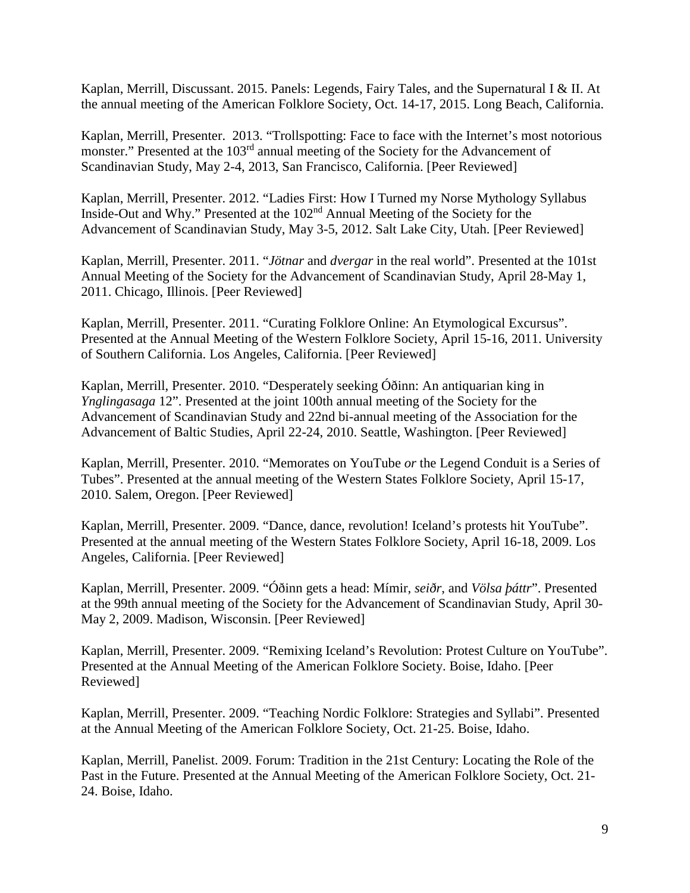Kaplan, Merrill, Discussant. 2015. Panels: Legends, Fairy Tales, and the Supernatural I & II. At the annual meeting of the American Folklore Society, Oct. 14-17, 2015. Long Beach, California.

Kaplan, Merrill, Presenter. 2013. "Trollspotting: Face to face with the Internet's most notorious monster." Presented at the 103rd annual meeting of the Society for the Advancement of Scandinavian Study, May 2-4, 2013, San Francisco, California. [Peer Reviewed]

Kaplan, Merrill, Presenter. 2012. "Ladies First: How I Turned my Norse Mythology Syllabus Inside-Out and Why." Presented at the 102nd Annual Meeting of the Society for the Advancement of Scandinavian Study, May 3-5, 2012. Salt Lake City, Utah. [Peer Reviewed]

Kaplan, Merrill, Presenter. 2011. "*Jötnar* and *dvergar* in the real world". Presented at the 101st Annual Meeting of the Society for the Advancement of Scandinavian Study, April 28-May 1, 2011. Chicago, Illinois. [Peer Reviewed]

Kaplan, Merrill, Presenter. 2011. "Curating Folklore Online: An Etymological Excursus". Presented at the Annual Meeting of the Western Folklore Society, April 15-16, 2011. University of Southern California. Los Angeles, California. [Peer Reviewed]

Kaplan, Merrill, Presenter. 2010. "Desperately seeking Óðinn: An antiquarian king in *Ynglingasaga* 12". Presented at the joint 100th annual meeting of the Society for the Advancement of Scandinavian Study and 22nd bi-annual meeting of the Association for the Advancement of Baltic Studies, April 22-24, 2010. Seattle, Washington. [Peer Reviewed]

Kaplan, Merrill, Presenter. 2010. "Memorates on YouTube *or* the Legend Conduit is a Series of Tubes". Presented at the annual meeting of the Western States Folklore Society, April 15-17, 2010. Salem, Oregon. [Peer Reviewed]

Kaplan, Merrill, Presenter. 2009. "Dance, dance, revolution! Iceland's protests hit YouTube". Presented at the annual meeting of the Western States Folklore Society, April 16-18, 2009. Los Angeles, California. [Peer Reviewed]

Kaplan, Merrill, Presenter. 2009. "Óðinn gets a head: Mímir, *seiðr*, and *Völsa þáttr*". Presented at the 99th annual meeting of the Society for the Advancement of Scandinavian Study, April 30-May 2, 2009. Madison, Wisconsin. [Peer Reviewed]

Kaplan, Merrill, Presenter. 2009. "Remixing Iceland's Revolution: Protest Culture on YouTube". Presented at the Annual Meeting of the American Folklore Society. Boise, Idaho. [Peer Reviewed]

Kaplan, Merrill, Presenter. 2009. "Teaching Nordic Folklore: Strategies and Syllabi". Presented at the Annual Meeting of the American Folklore Society, Oct. 21-25. Boise, Idaho.

Kaplan, Merrill, Panelist. 2009. Forum: Tradition in the 21st Century: Locating the Role of the Past in the Future. Presented at the Annual Meeting of the American Folklore Society, Oct. 21-24. Boise, Idaho.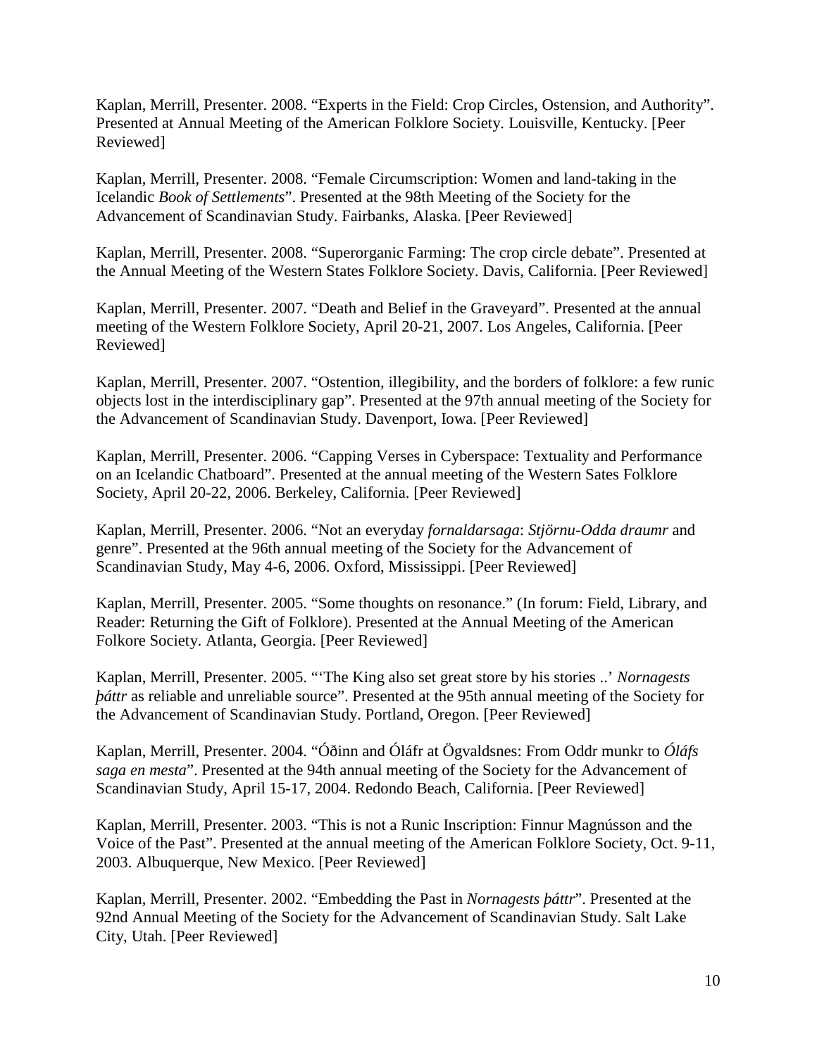Kaplan, Merrill, Presenter. 2008. “Experts in the Field: Crop Circles, Ostension, and Authority”. Presented at Annual Meeting of the American Folklore Society. Louisville, Kentucky. [Peer Reviewed]

Kaplan, Merrill, Presenter. 2008. “Female Circumscription: Women and land-taking in the Icelandic *Book of Settlements*”. Presented at the 98th Meeting of the Society for the Advancement of Scandinavian Study. Fairbanks, Alaska. [Peer Reviewed]

Kaplan, Merrill, Presenter. 2008. “Superorganic Farming: The crop circle debate”. Presented at the Annual Meeting of the Western States Folklore Society. Davis, California. [Peer Reviewed]

Kaplan, Merrill, Presenter. 2007. “Death and Belief in the Graveyard”. Presented at the annual meeting of the Western Folklore Society, April 20-21, 2007. Los Angeles, California. [Peer Reviewed]

Kaplan, Merrill, Presenter. 2007. “Ostention, illegibility, and the borders of folklore: a few runic objects lost in the interdisciplinary gap”. Presented at the 97th annual meeting of the Society for the Advancement of Scandinavian Study. Davenport, Iowa. [Peer Reviewed]

Kaplan, Merrill, Presenter. 2006. “Capping Verses in Cyberspace: Textuality and Performance on an Icelandic Chatboard”. Presented at the annual meeting of the Western Sates Folklore Society, April 20-22, 2006. Berkeley, California. [Peer Reviewed]

Kaplan, Merrill, Presenter. 2006. “Not an everyday *fornaldarsaga*: *Stjörnu-Odda draumr* and genre”. Presented at the 96th annual meeting of the Society for the Advancement of Scandinavian Study, May 4-6, 2006. Oxford, Mississippi. [Peer Reviewed]

Kaplan, Merrill, Presenter. 2005. “Some thoughts on resonance.” (In forum: Field, Library, and Reader: Returning the Gift of Folklore). Presented at the Annual Meeting of the American Folkore Society. Atlanta, Georgia. [Peer Reviewed]

Kaplan, Merrill, Presenter. 2005. “‘The King also set great store by his stories ..’ *Nornagests þáttr* as reliable and unreliable source”. Presented at the 95th annual meeting of the Society for the Advancement of Scandinavian Study. Portland, Oregon. [Peer Reviewed]

Kaplan, Merrill, Presenter. 2004. “Óðinn and Óláfr at Ögvaldsnes: From Oddr munkr to *Óláfs saga en mesta*”. Presented at the 94th annual meeting of the Society for the Advancement of Scandinavian Study, April 15-17, 2004. Redondo Beach, California. [Peer Reviewed]

Kaplan, Merrill, Presenter. 2003. “This is not a Runic Inscription: Finnur Magnússon and the Voice of the Past”. Presented at the annual meeting of the American Folklore Society, Oct. 9-11, 2003. Albuquerque, New Mexico. [Peer Reviewed]

Kaplan, Merrill, Presenter. 2002. “Embedding the Past in *Nornagests þáttr*”. Presented at the 92nd Annual Meeting of the Society for the Advancement of Scandinavian Study. Salt Lake City, Utah. [Peer Reviewed]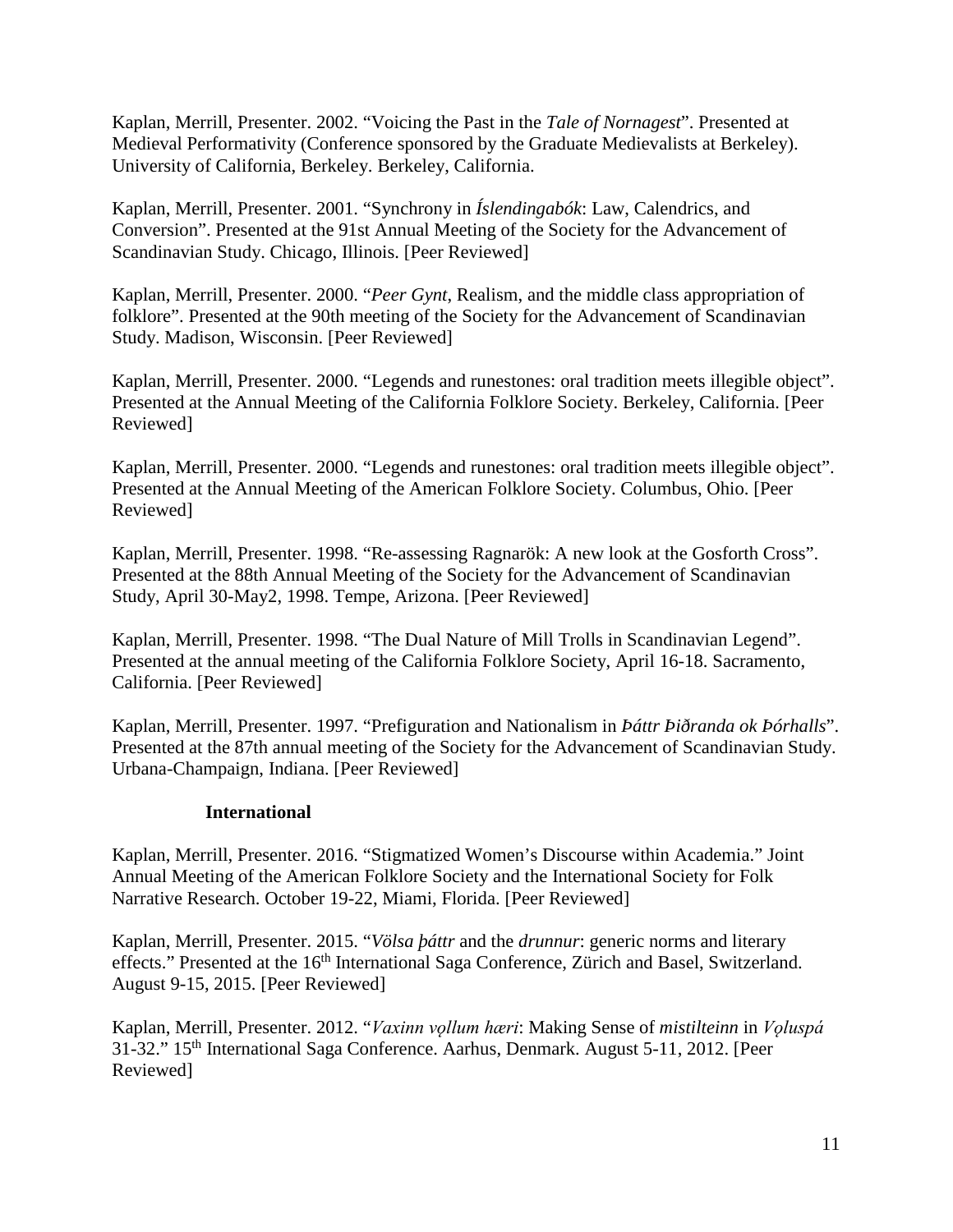Kaplan, Merrill, Presenter. 2002. "Voicing the Past in the *Tale of Nornagest*". Presented at Medieval Performativity (Conference sponsored by the Graduate Medievalists at Berkeley). University of California, Berkeley. Berkeley, California.

Kaplan, Merrill, Presenter. 2001. "Synchrony in *Íslendingabók*: Law, Calendrics, and Conversion". Presented at the 91st Annual Meeting of the Society for the Advancement of Scandinavian Study. Chicago, Illinois. [Peer Reviewed]

Kaplan, Merrill, Presenter. 2000. "*Peer Gynt*, Realism, and the middle class appropriation of folklore". Presented at the 90th meeting of the Society for the Advancement of Scandinavian Study. Madison, Wisconsin. [Peer Reviewed]

Kaplan, Merrill, Presenter. 2000. "Legends and runestones: oral tradition meets illegible object". Presented at the Annual Meeting of the California Folklore Society. Berkeley, California. [Peer Reviewed]

Kaplan, Merrill, Presenter. 2000. "Legends and runestones: oral tradition meets illegible object". Presented at the Annual Meeting of the American Folklore Society. Columbus, Ohio. [Peer Reviewed]

Kaplan, Merrill, Presenter. 1998. "Re-assessing Ragnarök: A new look at the Gosforth Cross". Presented at the 88th Annual Meeting of the Society for the Advancement of Scandinavian Study, April 30-May2, 1998. Tempe, Arizona. [Peer Reviewed]

Kaplan, Merrill, Presenter. 1998. "The Dual Nature of Mill Trolls in Scandinavian Legend". Presented at the annual meeting of the California Folklore Society, April 16-18. Sacramento, California. [Peer Reviewed]

Kaplan, Merrill, Presenter. 1997. "Prefiguration and Nationalism in *Þáttr Þiðranda ok Þórhalls*". Presented at the 87th annual meeting of the Society for the Advancement of Scandinavian Study. Urbana-Champaign, Indiana. [Peer Reviewed]

**International**

Kaplan, Merrill, Presenter. 2016. "Stigmatized Women's Discourse within Academia." Joint Annual Meeting of the American Folklore Society and the International Society for Folk Narrative Research. October 19-22, Miami, Florida. [Peer Reviewed]

Kaplan, Merrill, Presenter. 2015. "*Völsa þáttr* and the *drunnur*: generic norms and literary effects." Presented at the 16th International Saga Conference, Zürich and Basel, Switzerland. August 9-15, 2015. [Peer Reviewed]

Kaplan, Merrill, Presenter. 2012. "*Vaxinn vǫllum hæri*: Making Sense of *mistilteinn* in *Vǫluspá* 31-32." 15th International Saga Conference. Aarhus, Denmark. August 5-11, 2012. [Peer Reviewed]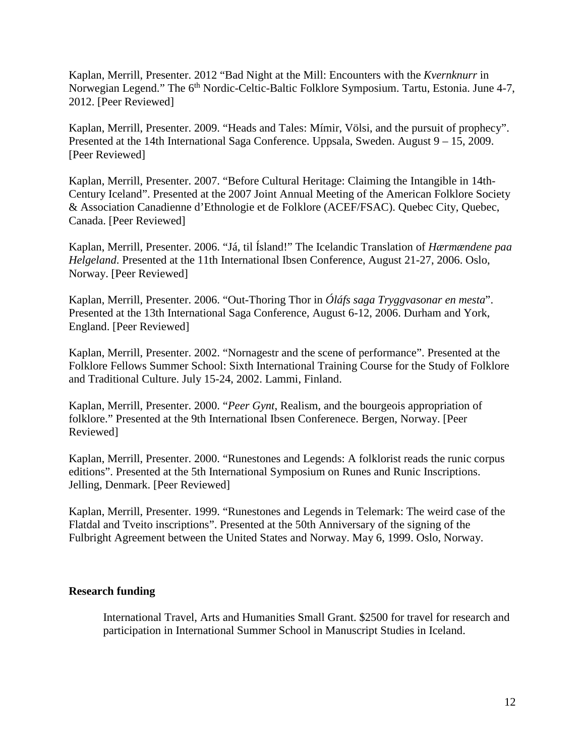Kaplan, Merrill, Presenter. 2012 "Bad Night at the Mill: Encounters with the *Kvernknurr* in Norwegian Legend." The 6th Nordic-Celtic-Baltic Folklore Symposium. Tartu, Estonia. June 4-7, 2012. [Peer Reviewed]

Kaplan, Merrill, Presenter. 2009. "Heads and Tales: Mímir, Völsi, and the pursuit of prophecy". Presented at the 14th International Saga Conference. Uppsala, Sweden. August 9 – 15, 2009. [Peer Reviewed]

Kaplan, Merrill, Presenter. 2007. "Before Cultural Heritage: Claiming the Intangible in 14th-Century Iceland". Presented at the 2007 Joint Annual Meeting of the American Folklore Society & Association Canadienne d'Ethnologie et de Folklore (ACEF/FSAC). Quebec City, Quebec, Canada. [Peer Reviewed]

Kaplan, Merrill, Presenter. 2006. "Já, til Ísland!" The Icelandic Translation of *Hærmændene paa Helgeland*. Presented at the 11th International Ibsen Conference, August 21-27, 2006. Oslo, Norway. [Peer Reviewed]

Kaplan, Merrill, Presenter. 2006. "Out-Thoring Thor in *Óláfs saga Tryggvasonar en mesta*". Presented at the 13th International Saga Conference, August 6-12, 2006. Durham and York, England. [Peer Reviewed]

Kaplan, Merrill, Presenter. 2002. "Nornagestr and the scene of performance". Presented at the Folklore Fellows Summer School: Sixth International Training Course for the Study of Folklore and Traditional Culture. July 15-24, 2002. Lammi, Finland.

Kaplan, Merrill, Presenter. 2000. "*Peer Gynt*, Realism, and the bourgeois appropriation of folklore." Presented at the 9th International Ibsen Conferenece. Bergen, Norway. [Peer Reviewed]

Kaplan, Merrill, Presenter. 2000. "Runestones and Legends: A folklorist reads the runic corpus editions". Presented at the 5th International Symposium on Runes and Runic Inscriptions. Jelling, Denmark. [Peer Reviewed]

Kaplan, Merrill, Presenter. 1999. "Runestones and Legends in Telemark: The weird case of the Flatdal and Tveito inscriptions". Presented at the 50th Anniversary of the signing of the Fulbright Agreement between the United States and Norway. May 6, 1999. Oslo, Norway.

**Research funding**

International Travel, Arts and Humanities Small Grant. $2500 for travel for research and participation in International Summer School in Manuscript Studies in Iceland.